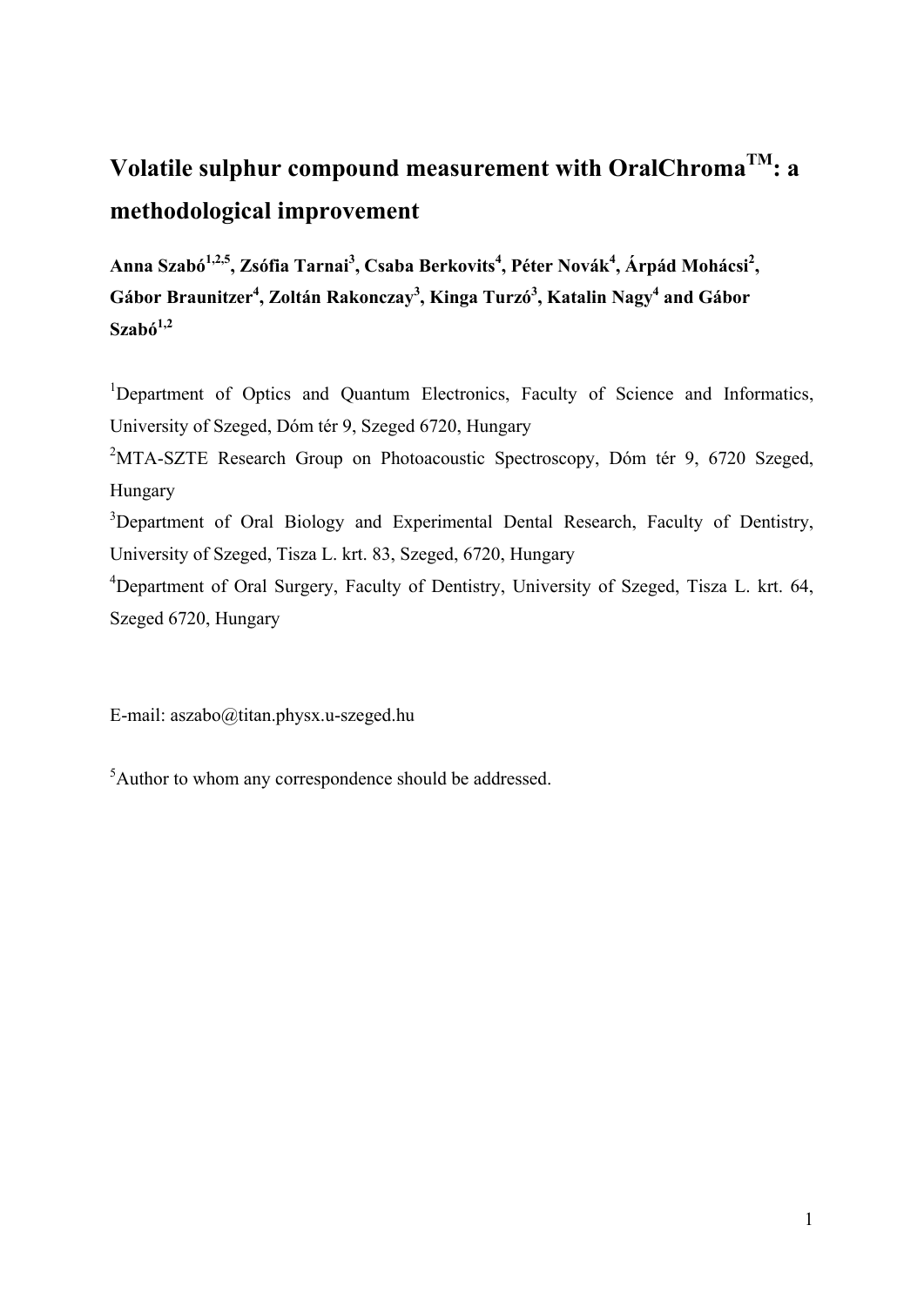# Volatile sulphur compound measurement with OralChroma$^{TM}$: a methodological improvement

**Anna Szabó[1,2,5], Zsófia Tarnai[3], Csaba Berkovits[4], Péter Novák[4], Árpád Mohácsi[2], Gábor Braunitzer[4], Zoltán Rakonczay[3], Kinga Turzó[3], Katalin Nagy[4] and Gábor Szabó[1,2]**

[1]Department of Optics and Quantum Electronics, Faculty of Science and Informatics, University of Szeged, Dóm tér 9, Szeged 6720, Hungary

[2]MTA-SZTE Research Group on Photoacoustic Spectroscopy, Dóm tér 9, 6720 Szeged, Hungary

[3]Department of Oral Biology and Experimental Dental Research, Faculty of Dentistry, University of Szeged, Tisza L. krt. 83, Szeged, 6720, Hungary

[4]Department of Oral Surgery, Faculty of Dentistry, University of Szeged, Tisza L. krt. 64, Szeged 6720, Hungary

E-mail: aszabo@titan.physx.u-szeged.hu

[5]Author to whom any correspondence should be addressed.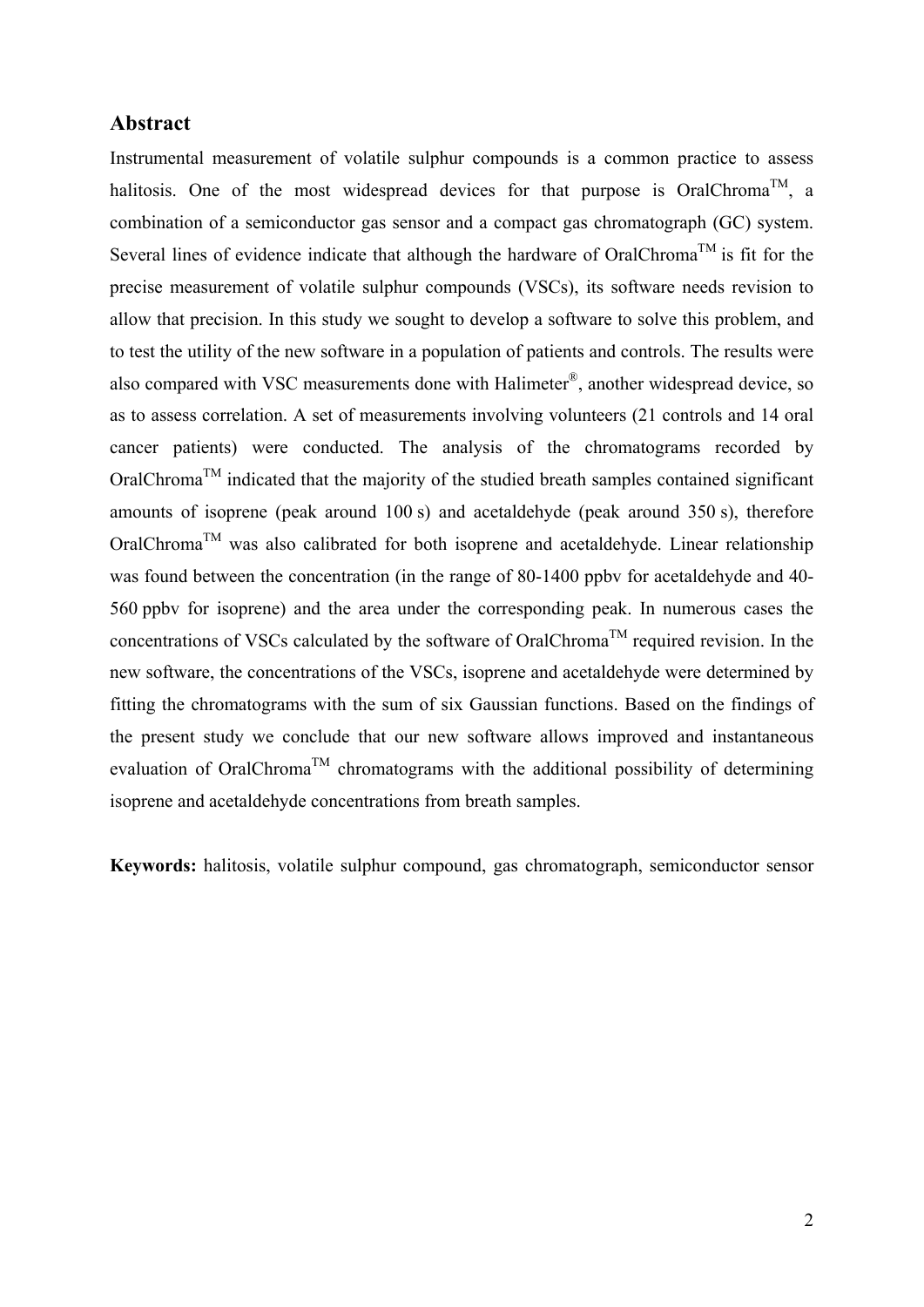## Abstract

Instrumental measurement of volatile sulphur compounds is a common practice to assess halitosis. One of the most widespread devices for that purpose is OralChroma$^{TM}$, a combination of a semiconductor gas sensor and a compact gas chromatograph (GC) system. Several lines of evidence indicate that although the hardware of OralChroma$^{TM}$ is fit for the precise measurement of volatile sulphur compounds (VSCs), its software needs revision to allow that precision. In this study we sought to develop a software to solve this problem, and to test the utility of the new software in a population of patients and controls. The results were also compared with VSC measurements done with Halimeter$^{®}$, another widespread device, so as to assess correlation. A set of measurements involving volunteers (21 controls and 14 oral cancer patients) were conducted. The analysis of the chromatograms recorded by OralChroma$^{TM}$ indicated that the majority of the studied breath samples contained significant amounts of isoprene (peak around 100 s) and acetaldehyde (peak around 350 s), therefore OralChroma$^{TM}$ was also calibrated for both isoprene and acetaldehyde. Linear relationship was found between the concentration (in the range of 80-1400 ppbv for acetaldehyde and 40-560 ppbv for isoprene) and the area under the corresponding peak. In numerous cases the concentrations of VSCs calculated by the software of OralChroma$^{TM}$ required revision. In the new software, the concentrations of the VSCs, isoprene and acetaldehyde were determined by fitting the chromatograms with the sum of six Gaussian functions. Based on the findings of the present study we conclude that our new software allows improved and instantaneous evaluation of OralChroma$^{TM}$ chromatograms with the additional possibility of determining isoprene and acetaldehyde concentrations from breath samples.

**Keywords:** halitosis, volatile sulphur compound, gas chromatograph, semiconductor sensor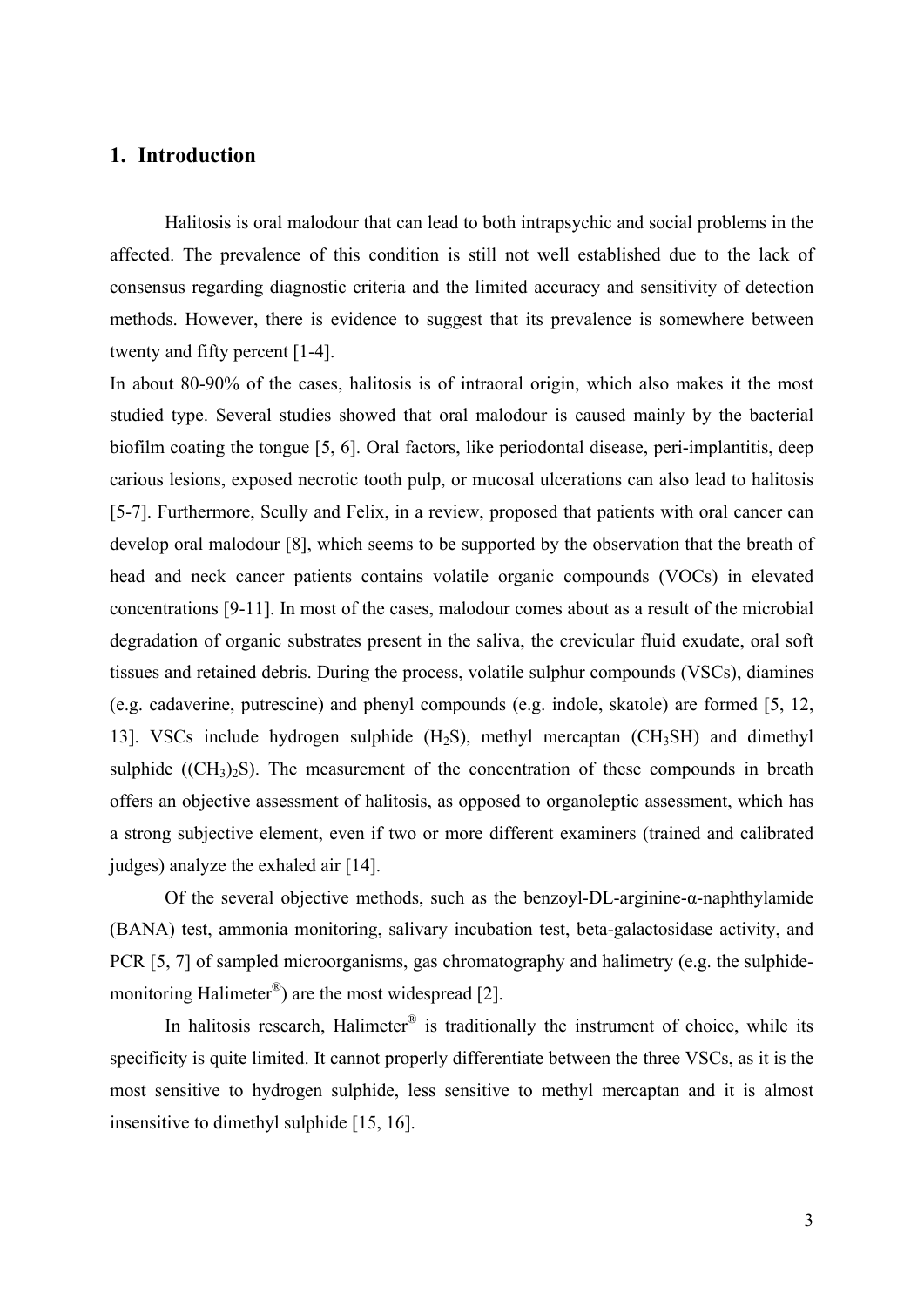## 1. Introduction

Halitosis is oral malodour that can lead to both intrapsychic and social problems in the affected. The prevalence of this condition is still not well established due to the lack of consensus regarding diagnostic criteria and the limited accuracy and sensitivity of detection methods. However, there is evidence to suggest that its prevalence is somewhere between twenty and fifty percent [1-4].

In about 80-90% of the cases, halitosis is of intraoral origin, which also makes it the most studied type. Several studies showed that oral malodour is caused mainly by the bacterial biofilm coating the tongue [5, 6]. Oral factors, like periodontal disease, peri-implantitis, deep carious lesions, exposed necrotic tooth pulp, or mucosal ulcerations can also lead to halitosis [5-7]. Furthermore, Scully and Felix, in a review, proposed that patients with oral cancer can develop oral malodour [8], which seems to be supported by the observation that the breath of head and neck cancer patients contains volatile organic compounds (VOCs) in elevated concentrations [9-11]. In most of the cases, malodour comes about as a result of the microbial degradation of organic substrates present in the saliva, the crevicular fluid exudate, oral soft tissues and retained debris. During the process, volatile sulphur compounds (VSCs), diamines (e.g. cadaverine, putrescine) and phenyl compounds (e.g. indole, skatole) are formed [5, 12, 13]. VSCs include hydrogen sulphide ($H_2S$), methyl mercaptan ($CH_3SH$) and dimethyl sulphide ($(CH_3)_2S$). The measurement of the concentration of these compounds in breath offers an objective assessment of halitosis, as opposed to organoleptic assessment, which has a strong subjective element, even if two or more different examiners (trained and calibrated judges) analyze the exhaled air [14].

Of the several objective methods, such as the benzoyl-DL-arginine-α-naphthylamide (BANA) test, ammonia monitoring, salivary incubation test, beta-galactosidase activity, and PCR [5, 7] of sampled microorganisms, gas chromatography and halimetry (e.g. the sulphide-monitoring Halimeter®) are the most widespread [2].

In halitosis research, Halimeter® is traditionally the instrument of choice, while its specificity is quite limited. It cannot properly differentiate between the three VSCs, as it is the most sensitive to hydrogen sulphide, less sensitive to methyl mercaptan and it is almost insensitive to dimethyl sulphide [15, 16].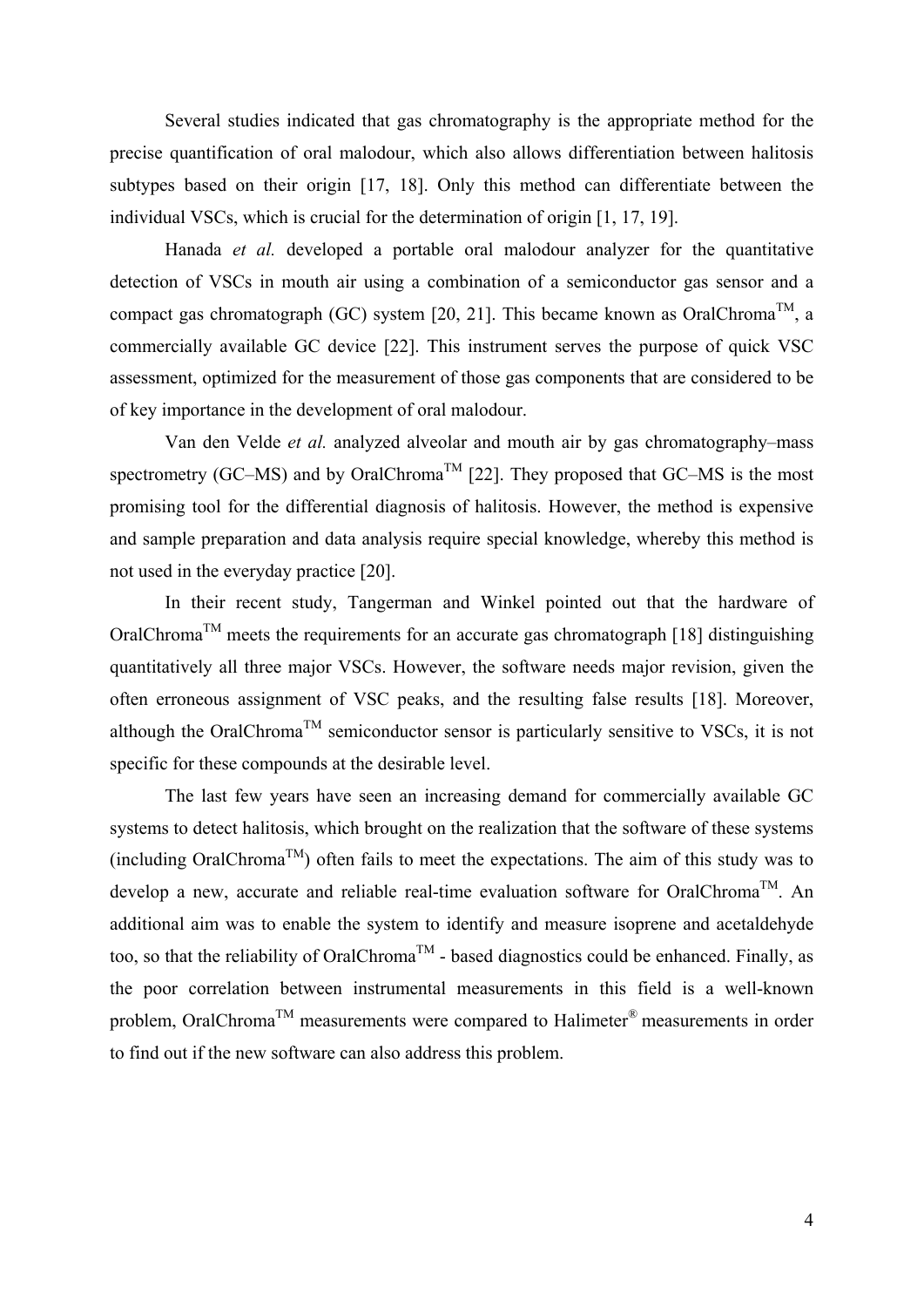Several studies indicated that gas chromatography is the appropriate method for the precise quantification of oral malodour, which also allows differentiation between halitosis subtypes based on their origin [17, 18]. Only this method can differentiate between the individual VSCs, which is crucial for the determination of origin [1, 17, 19].

Hanada *et al.* developed a portable oral malodour analyzer for the quantitative detection of VSCs in mouth air using a combination of a semiconductor gas sensor and a compact gas chromatograph (GC) system [20, 21]. This became known as OralChroma™, a commercially available GC device [22]. This instrument serves the purpose of quick VSC assessment, optimized for the measurement of those gas components that are considered to be of key importance in the development of oral malodour.

Van den Velde *et al.* analyzed alveolar and mouth air by gas chromatography–mass spectrometry (GC–MS) and by OralChroma™ [22]. They proposed that GC–MS is the most promising tool for the differential diagnosis of halitosis. However, the method is expensive and sample preparation and data analysis require special knowledge, whereby this method is not used in the everyday practice [20].

In their recent study, Tangerman and Winkel pointed out that the hardware of OralChroma™ meets the requirements for an accurate gas chromatograph [18] distinguishing quantitatively all three major VSCs. However, the software needs major revision, given the often erroneous assignment of VSC peaks, and the resulting false results [18]. Moreover, although the OralChroma™ semiconductor sensor is particularly sensitive to VSCs, it is not specific for these compounds at the desirable level.

The last few years have seen an increasing demand for commercially available GC systems to detect halitosis, which brought on the realization that the software of these systems (including OralChroma™) often fails to meet the expectations. The aim of this study was to develop a new, accurate and reliable real-time evaluation software for OralChroma™. An additional aim was to enable the system to identify and measure isoprene and acetaldehyde too, so that the reliability of OralChroma™ - based diagnostics could be enhanced. Finally, as the poor correlation between instrumental measurements in this field is a well-known problem, OralChroma™ measurements were compared to Halimeter® measurements in order to find out if the new software can also address this problem.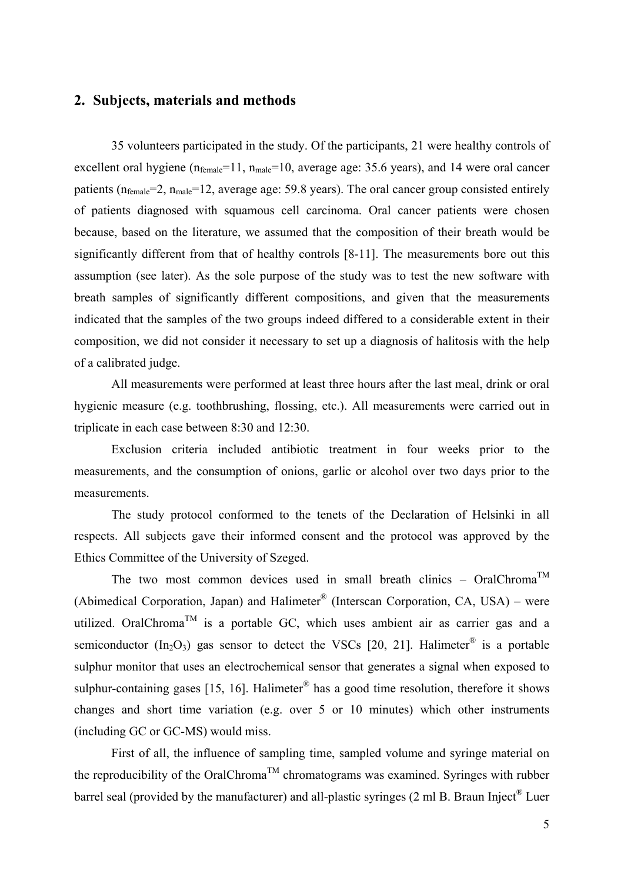## 2. Subjects, materials and methods

35 volunteers participated in the study. Of the participants, 21 were healthy controls of excellent oral hygiene ($n_{female}$=11, $n_{male}$=10, average age: 35.6 years), and 14 were oral cancer patients ($n_{female}$=2, $n_{male}$=12, average age: 59.8 years). The oral cancer group consisted entirely of patients diagnosed with squamous cell carcinoma. Oral cancer patients were chosen because, based on the literature, we assumed that the composition of their breath would be significantly different from that of healthy controls [8-11]. The measurements bore out this assumption (see later). As the sole purpose of the study was to test the new software with breath samples of significantly different compositions, and given that the measurements indicated that the samples of the two groups indeed differed to a considerable extent in their composition, we did not consider it necessary to set up a diagnosis of halitosis with the help of a calibrated judge.

All measurements were performed at least three hours after the last meal, drink or oral hygienic measure (e.g. toothbrushing, flossing, etc.). All measurements were carried out in triplicate in each case between 8:30 and 12:30.

Exclusion criteria included antibiotic treatment in four weeks prior to the measurements, and the consumption of onions, garlic or alcohol over two days prior to the measurements.

The study protocol conformed to the tenets of the Declaration of Helsinki in all respects. All subjects gave their informed consent and the protocol was approved by the Ethics Committee of the University of Szeged.

The two most common devices used in small breath clinics – OralChroma™ (Abimedical Corporation, Japan) and Halimeter® (Interscan Corporation, CA, USA) – were utilized. OralChroma™ is a portable GC, which uses ambient air as carrier gas and a semiconductor ($In_2O_3$) gas sensor to detect the VSCs [20, 21]. Halimeter® is a portable sulphur monitor that uses an electrochemical sensor that generates a signal when exposed to sulphur-containing gases [15, 16]. Halimeter® has a good time resolution, therefore it shows changes and short time variation (e.g. over 5 or 10 minutes) which other instruments (including GC or GC-MS) would miss.

First of all, the influence of sampling time, sampled volume and syringe material on the reproducibility of the OralChroma™ chromatograms was examined. Syringes with rubber barrel seal (provided by the manufacturer) and all-plastic syringes (2 ml B. Braun Inject® Luer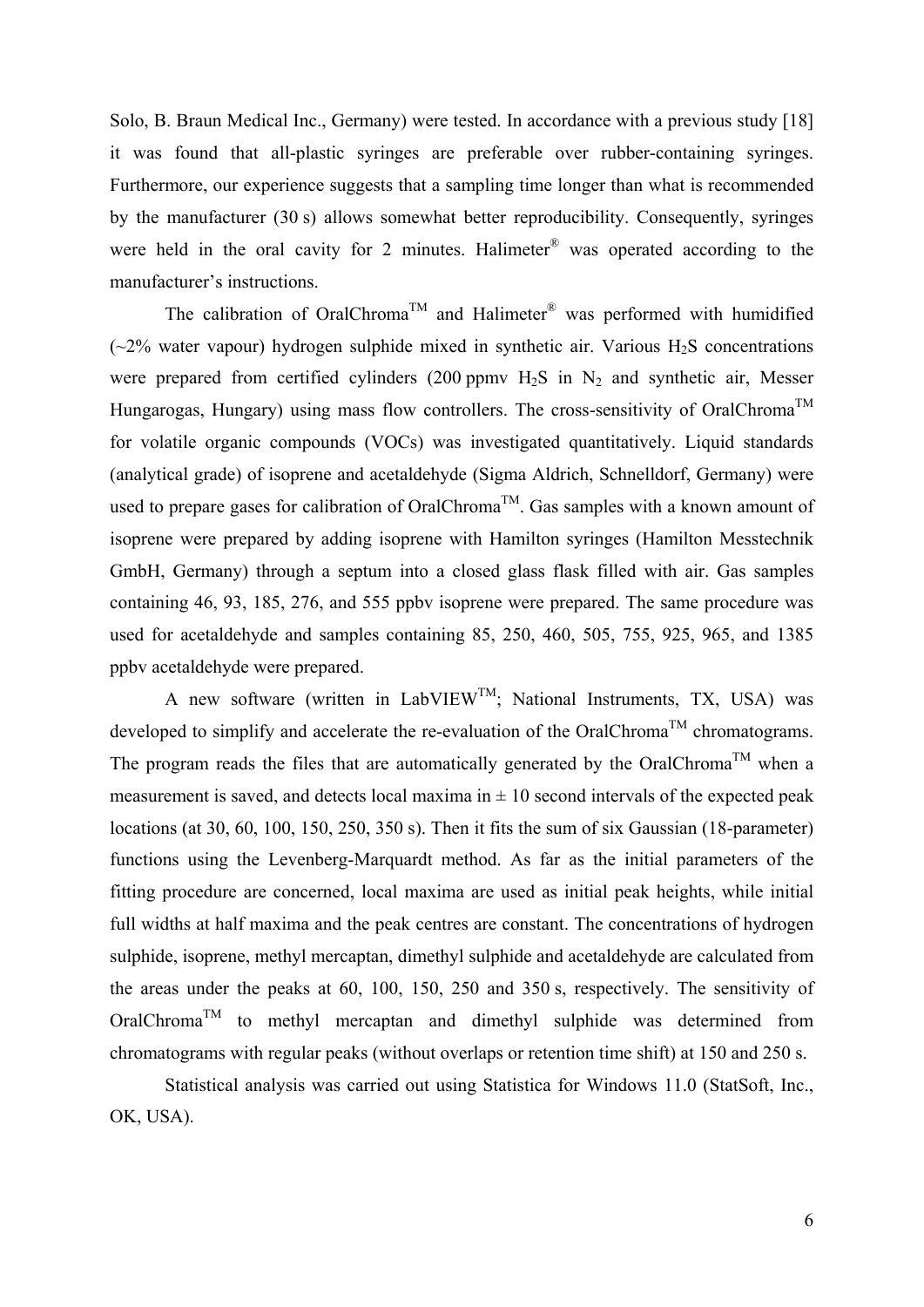Solo, B. Braun Medical Inc., Germany) were tested. In accordance with a previous study [18] it was found that all-plastic syringes are preferable over rubber-containing syringes. Furthermore, our experience suggests that a sampling time longer than what is recommended by the manufacturer (30 s) allows somewhat better reproducibility. Consequently, syringes were held in the oral cavity for 2 minutes. Halimeter® was operated according to the manufacturer's instructions.

The calibration of OralChroma™ and Halimeter® was performed with humidified (~2% water vapour) hydrogen sulphide mixed in synthetic air. Various $H_2S$ concentrations were prepared from certified cylinders (200 ppmv $H_2S$ in $N_2$ and synthetic air, Messer Hungarogas, Hungary) using mass flow controllers. The cross-sensitivity of OralChroma™ for volatile organic compounds (VOCs) was investigated quantitatively. Liquid standards (analytical grade) of isoprene and acetaldehyde (Sigma Aldrich, Schnelldorf, Germany) were used to prepare gases for calibration of OralChroma™. Gas samples with a known amount of isoprene were prepared by adding isoprene with Hamilton syringes (Hamilton Messtechnik GmbH, Germany) through a septum into a closed glass flask filled with air. Gas samples containing 46, 93, 185, 276, and 555 ppbv isoprene were prepared. The same procedure was used for acetaldehyde and samples containing 85, 250, 460, 505, 755, 925, 965, and 1385 ppbv acetaldehyde were prepared.

A new software (written in LabVIEW™; National Instruments, TX, USA) was developed to simplify and accelerate the re-evaluation of the OralChroma™ chromatograms. The program reads the files that are automatically generated by the OralChroma™ when a measurement is saved, and detects local maxima in ± 10 second intervals of the expected peak locations (at 30, 60, 100, 150, 250, 350 s). Then it fits the sum of six Gaussian (18-parameter) functions using the Levenberg-Marquardt method. As far as the initial parameters of the fitting procedure are concerned, local maxima are used as initial peak heights, while initial full widths at half maxima and the peak centres are constant. The concentrations of hydrogen sulphide, isoprene, methyl mercaptan, dimethyl sulphide and acetaldehyde are calculated from the areas under the peaks at 60, 100, 150, 250 and 350 s, respectively. The sensitivity of OralChroma™ to methyl mercaptan and dimethyl sulphide was determined from chromatograms with regular peaks (without overlaps or retention time shift) at 150 and 250 s.

Statistical analysis was carried out using Statistica for Windows 11.0 (StatSoft, Inc., OK, USA).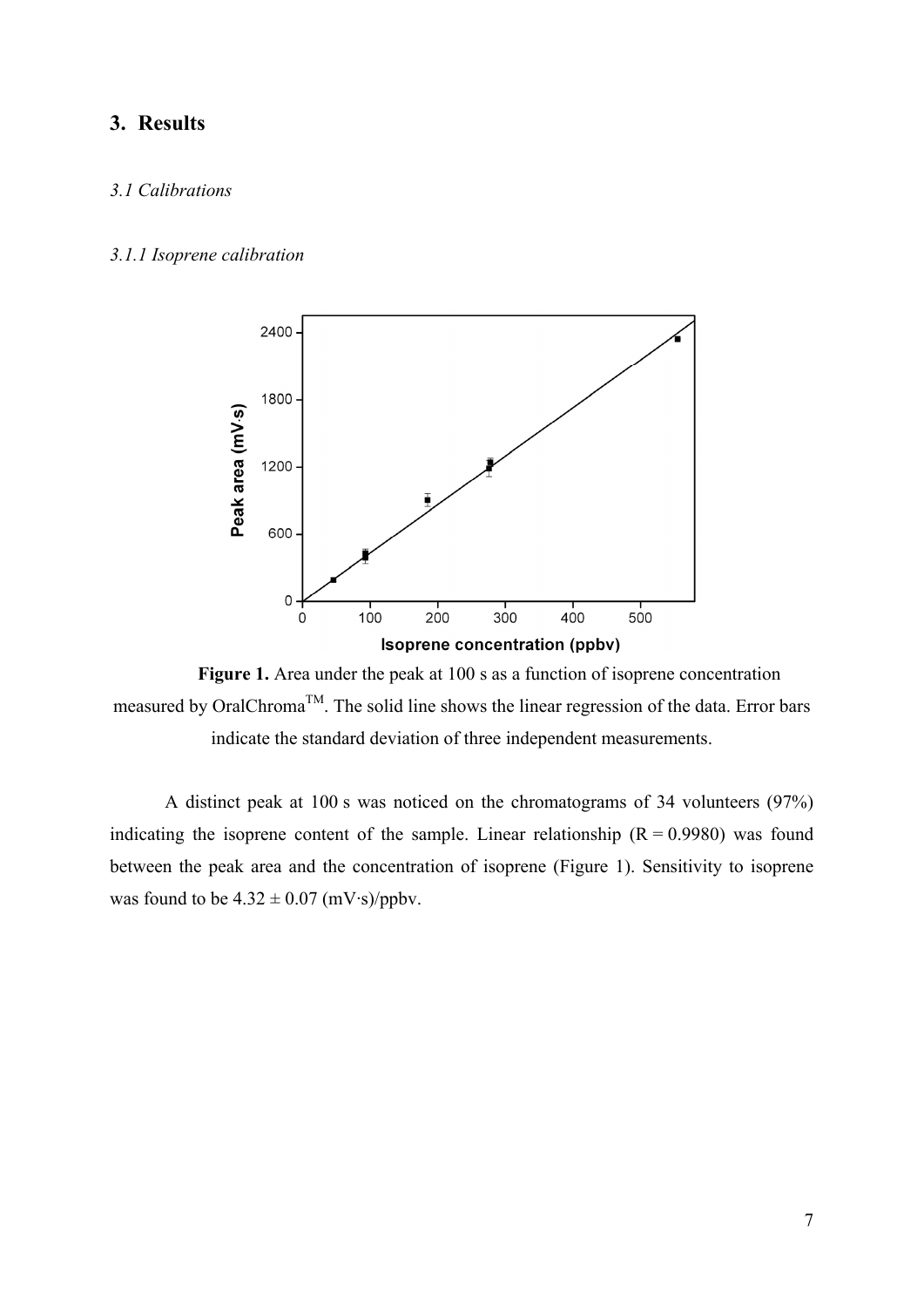## 3. Results

### *3.1 Calibrations*

#### *3.1.1 Isoprene calibration*

**Figure 1.** Area under the peak at 100 s as a function of isoprene concentration measured by OralChroma$^{TM}$. The solid line shows the linear regression of the data. Error bars indicate the standard deviation of three independent measurements.

A distinct peak at 100 s was noticed on the chromatograms of 34 volunteers (97%) indicating the isoprene content of the sample. Linear relationship ($R = 0.9980$) was found between the peak area and the concentration of isoprene (Figure 1). Sensitivity to isoprene was found to be $4.32 \pm 0.07$ (mV·s)/ppbv.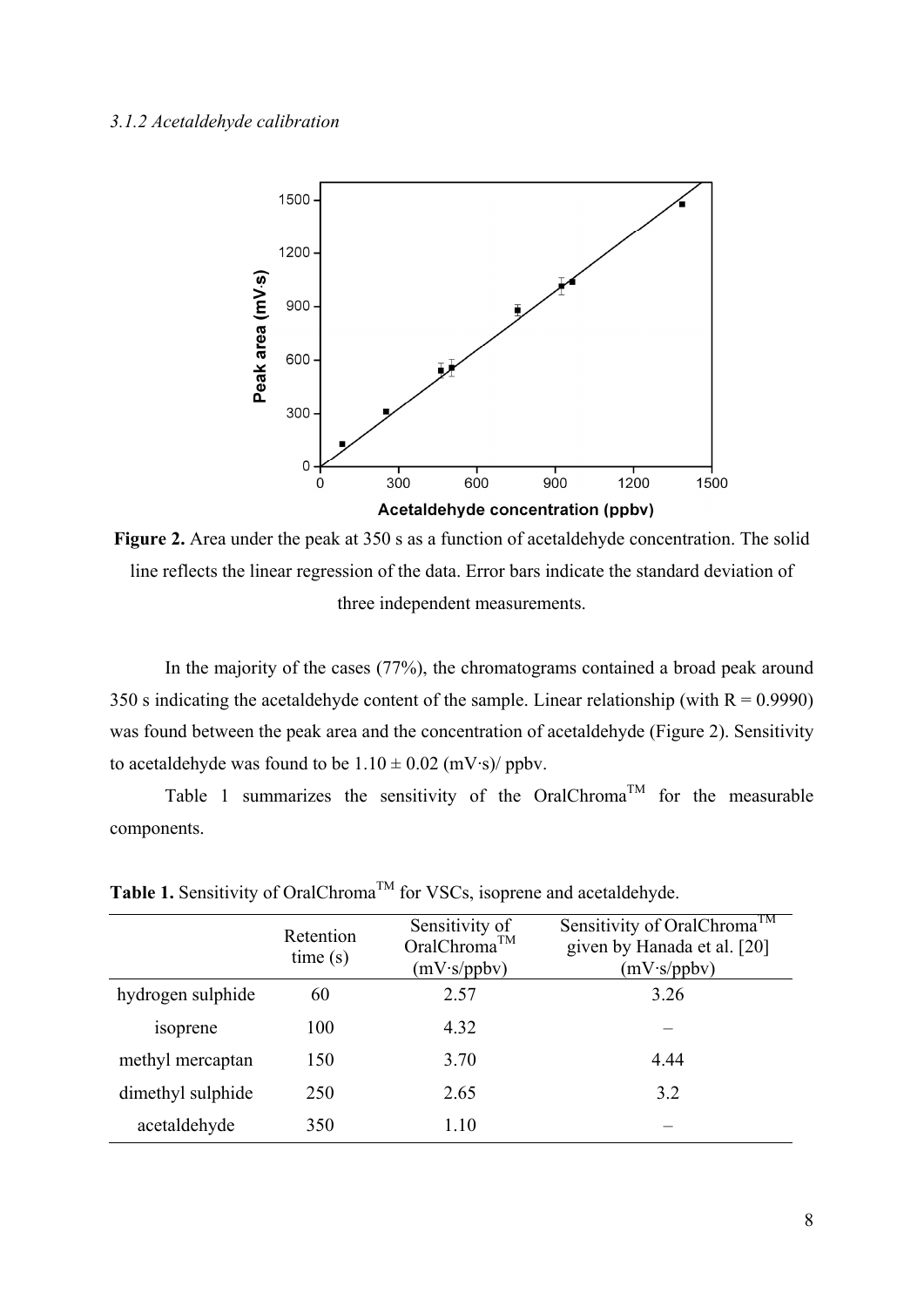### *3.1.2 Acetaldehyde calibration*

**Figure 2.** Area under the peak at 350 s as a function of acetaldehyde concentration. The solid line reflects the linear regression of the data. Error bars indicate the standard deviation of three independent measurements.

In the majority of the cases (77%), the chromatograms contained a broad peak around 350 s indicating the acetaldehyde content of the sample. Linear relationship (with $R = 0.9990$) was found between the peak area and the concentration of acetaldehyde (Figure 2). Sensitivity to acetaldehyde was found to be $1.10 \pm 0.02$ (mV·s)/ ppbv.

Table 1 summarizes the sensitivity of the OralChroma$^{TM}$ for the measurable components.

**Table 1.** Sensitivity of OralChroma$^{TM}$ for VSCs, isoprene and acetaldehyde.

| | Retention time (s) | Sensitivity of OralChroma$^{TM}$ (mV·s/ppbv) | Sensitivity of OralChroma$^{TM}$ given by Hanada et al. [20] (mV·s/ppbv) |
|---|---|---|---|
| hydrogen sulphide | 60 | 2.57 | 3.26 |
| isoprene | 100 | 4.32 | – |
| methyl mercaptan | 150 | 3.70 | 4.44 |
| dimethyl sulphide | 250 | 2.65 | 3.2 |
| acetaldehyde | 350 | 1.10 | – |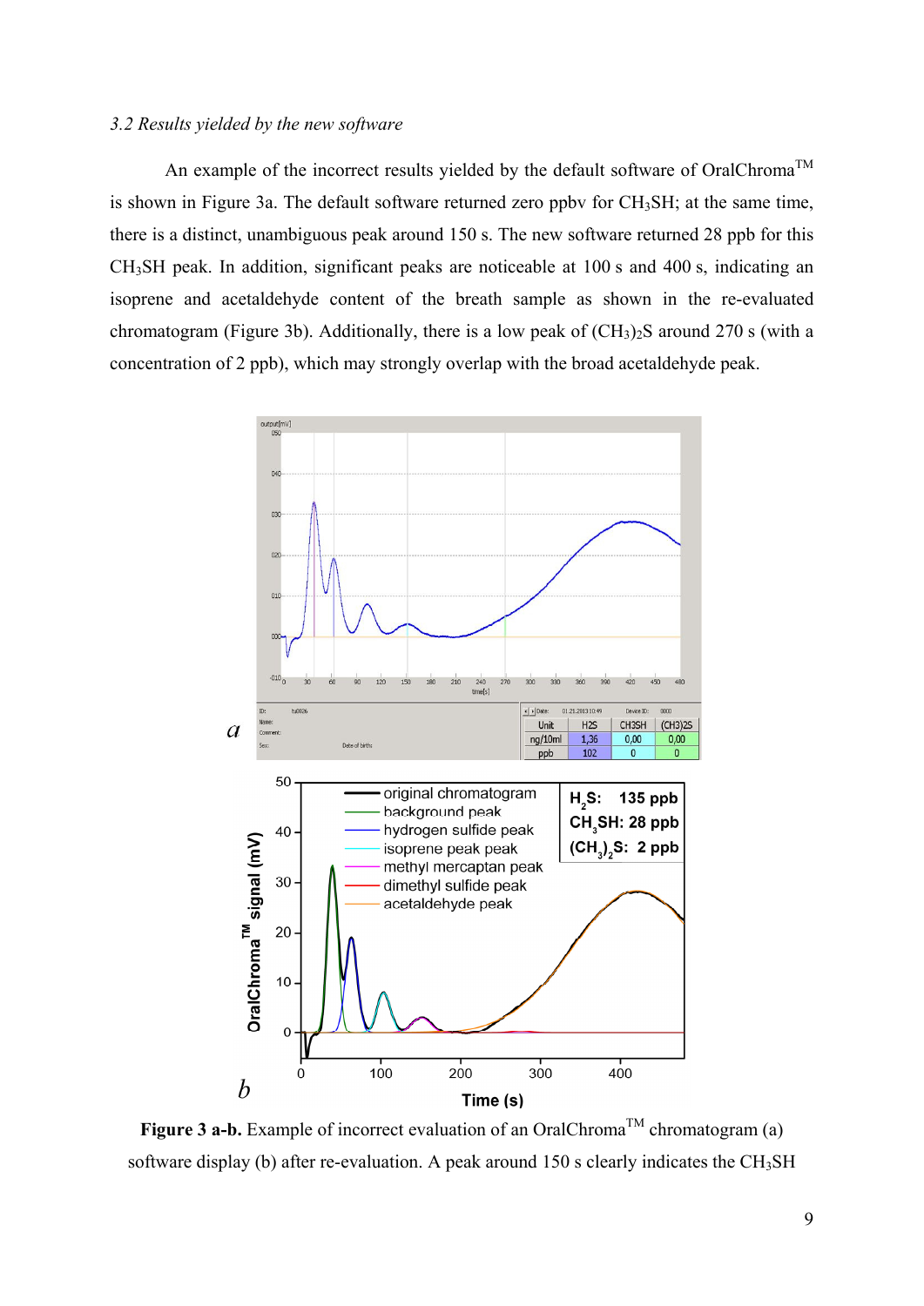*3.2 Results yielded by the new software*

An example of the incorrect results yielded by the default software of OralChroma™ is shown in Figure 3a. The default software returned zero ppbv for $CH_3SH$; at the same time, there is a distinct, unambiguous peak around 150 s. The new software returned 28 ppb for this $CH_3SH$ peak. In addition, significant peaks are noticeable at 100 s and 400 s, indicating an isoprene and acetaldehyde content of the breath sample as shown in the re-evaluated chromatogram (Figure 3b). Additionally, there is a low peak of $(CH_3)_2S$ around 270 s (with a concentration of 2 ppb), which may strongly overlap with the broad acetaldehyde peak.

**Figure 3 a-b.** Example of incorrect evaluation of an OralChroma™ chromatogram (a) software display (b) after re-evaluation. A peak around 150 s clearly indicates the $CH_3SH$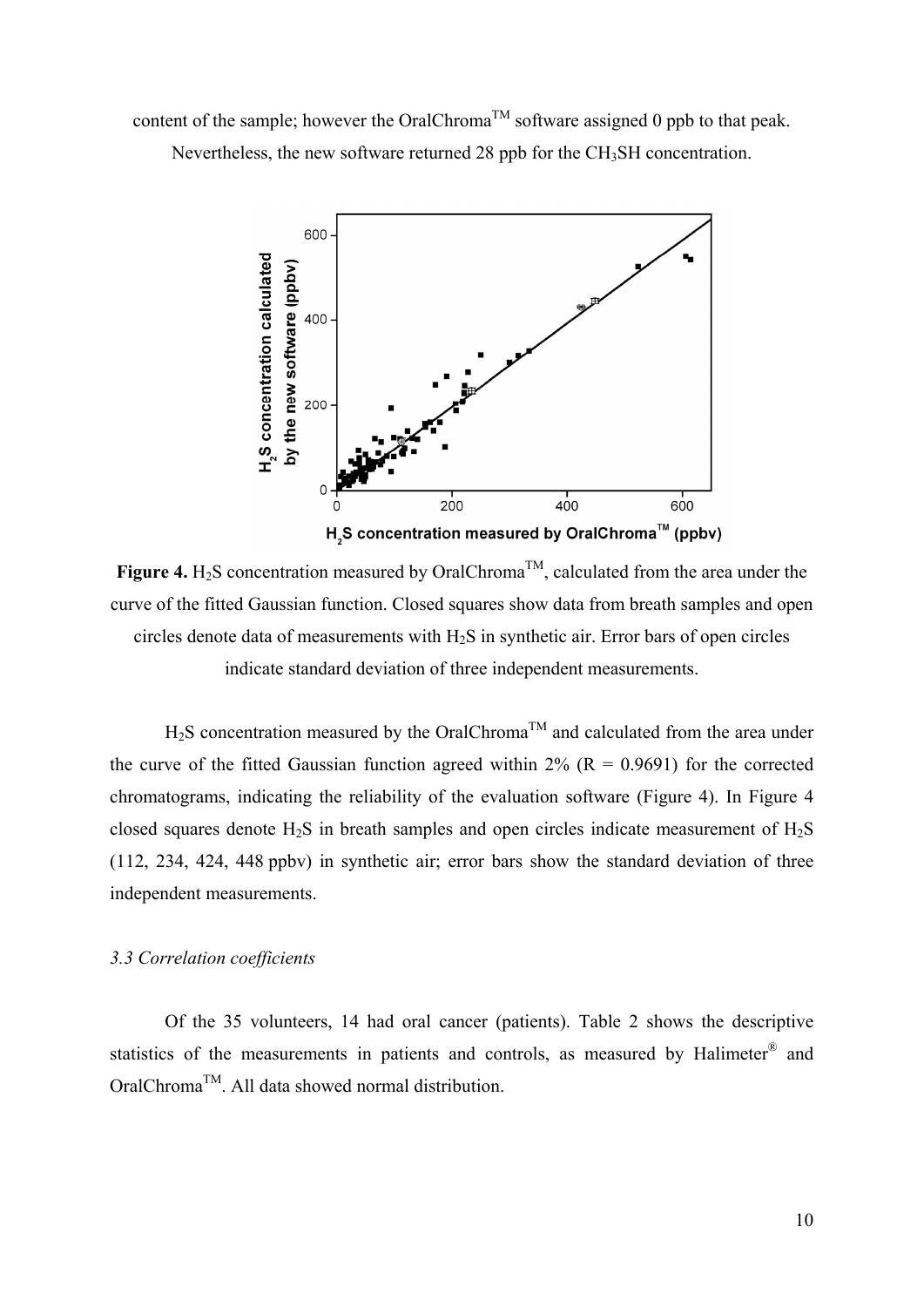content of the sample; however the OralChroma™ software assigned 0 ppb to that peak. Nevertheless, the new software returned 28 ppb for the $CH_3SH$ concentration.

**Figure 4.** $H_2S$ concentration measured by OralChroma™, calculated from the area under the curve of the fitted Gaussian function. Closed squares show data from breath samples and open circles denote data of measurements with $H_2S$ in synthetic air. Error bars of open circles indicate standard deviation of three independent measurements.

$H_2S$ concentration measured by the OralChroma™ and calculated from the area under the curve of the fitted Gaussian function agreed within 2% ($R = 0.9691$) for the corrected chromatograms, indicating the reliability of the evaluation software (Figure 4). In Figure 4 closed squares denote $H_2S$ in breath samples and open circles indicate measurement of $H_2S$ (112, 234, 424, 448 ppbv) in synthetic air; error bars show the standard deviation of three independent measurements.

### *3.3 Correlation coefficients*

Of the 35 volunteers, 14 had oral cancer (patients). Table 2 shows the descriptive statistics of the measurements in patients and controls, as measured by Halimeter® and OralChroma™. All data showed normal distribution.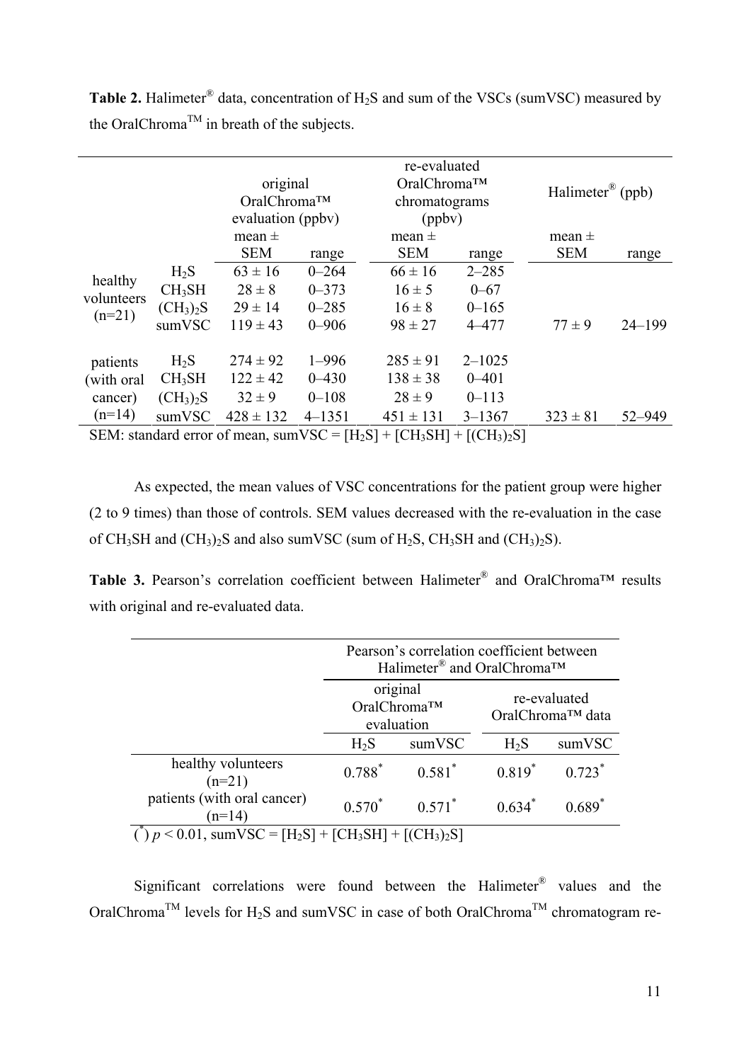**Table 2.** Halimeter® data, concentration of $H_2S$ and sum of the VSCs (sumVSC) measured by the OralChroma™ in breath of the subjects.

| | | original OralChroma™ evaluation (ppbv) | | re-evaluated OralChroma™ chromatograms (ppbv) | | Halimeter® (ppb) | |
|---|---|---|---|---|---|---|---|
| | | mean ± SEM | range | mean ± SEM | range | mean ± SEM | range |
| healthy volunteers (n=21) | $H_2S$ | 63 ± 16 | 0–264 | 66 ± 16 | 2–285 | | |
| | $CH_3SH$ | 28 ± 8 | 0–373 | 16 ± 5 | 0–67 | | |
| | $(CH_3)_2S$ | 29 ± 14 | 0–285 | 16 ± 8 | 0–165 | | |
| | sumVSC | 119 ± 43 | 0–906 | 98 ± 27 | 4–477 | 77 ± 9 | 24–199 |
| patients (with oral cancer) (n=14) | $H_2S$ | 274 ± 92 | 1–996 | 285 ± 91 | 2–1025 | | |
| | $CH_3SH$ | 122 ± 42 | 0–430 | 138 ± 38 | 0–401 | | |
| | $(CH_3)_2S$ | 32 ± 9 | 0–108 | 28 ± 9 | 0–113 | | |
| | sumVSC | 428 ± 132 | 4–1351 | 451 ± 131 | 3–1367 | 323 ± 81 | 52–949 |

SEM: standard error of mean, sumVSC = $[H_2S] + [CH_3SH] + [(CH_3)_2S]$

As expected, the mean values of VSC concentrations for the patient group were higher (2 to 9 times) than those of controls. SEM values decreased with the re-evaluation in the case of $CH_3SH$ and $(CH_3)_2S$ and also sumVSC (sum of $H_2S$, $CH_3SH$ and $(CH_3)_2S$).

**Table 3.** Pearson's correlation coefficient between Halimeter® and OralChroma™ results with original and re-evaluated data.

| | Pearson's correlation coefficient between Halimeter® and OralChroma™ | | | |
|---|---|---|---|---|
| | original OralChroma™ evaluation | | re-evaluated OralChroma™ data | |
| | $H_2S$ | sumVSC | $H_2S$ | sumVSC |
| healthy volunteers (n=21) | 0.788* | 0.581* | 0.819* | 0.723* |
| patients (with oral cancer) (n=14) | 0.570* | 0.571* | 0.634* | 0.689* |

(*) $p < 0.01$, sumVSC = $[H_2S] + [CH_3SH] + [(CH_3)_2S]$

Significant correlations were found between the Halimeter® values and the OralChroma™ levels for $H_2S$ and sumVSC in case of both OralChroma™ chromatogram re-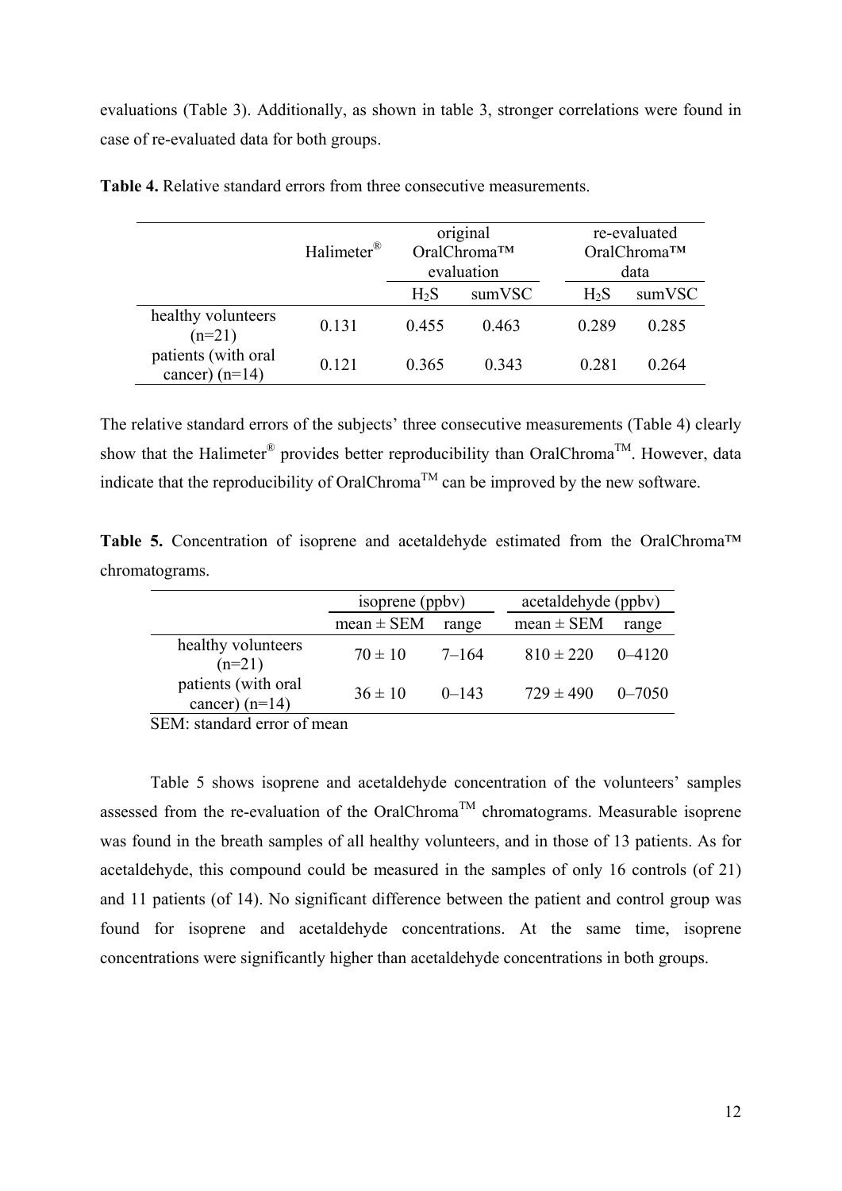evaluations (Table 3). Additionally, as shown in table 3, stronger correlations were found in case of re-evaluated data for both groups.

**Table 4.** Relative standard errors from three consecutive measurements.

| | Halimeter® | original OralChroma™ evaluation | | re-evaluated OralChroma™ data | |
|---|---|---|---|---|---|
| | | $H_2S$ | sumVSC | $H_2S$ | sumVSC |
| healthy volunteers (n=21) | 0.131 | 0.455 | 0.463 | 0.289 | 0.285 |
| patients (with oral cancer) (n=14) | 0.121 | 0.365 | 0.343 | 0.281 | 0.264 |

The relative standard errors of the subjects' three consecutive measurements (Table 4) clearly show that the Halimeter® provides better reproducibility than OralChroma™. However, data indicate that the reproducibility of OralChroma™ can be improved by the new software.

**Table 5.** Concentration of isoprene and acetaldehyde estimated from the OralChroma™ chromatograms.

| | isoprene (ppbv) | | acetaldehyde (ppbv) | |
|---|---|---|---|---|
| | mean ± SEM | range | mean ± SEM | range |
| healthy volunteers (n=21) | 70 ± 10 | 7–164 | 810 ± 220 | 0–4120 |
| patients (with oral cancer) (n=14) | 36 ± 10 | 0–143 | 729 ± 490 | 0–7050 |

SEM: standard error of mean

Table 5 shows isoprene and acetaldehyde concentration of the volunteers' samples assessed from the re-evaluation of the OralChroma™ chromatograms. Measurable isoprene was found in the breath samples of all healthy volunteers, and in those of 13 patients. As for acetaldehyde, this compound could be measured in the samples of only 16 controls (of 21) and 11 patients (of 14). No significant difference between the patient and control group was found for isoprene and acetaldehyde concentrations. At the same time, isoprene concentrations were significantly higher than acetaldehyde concentrations in both groups.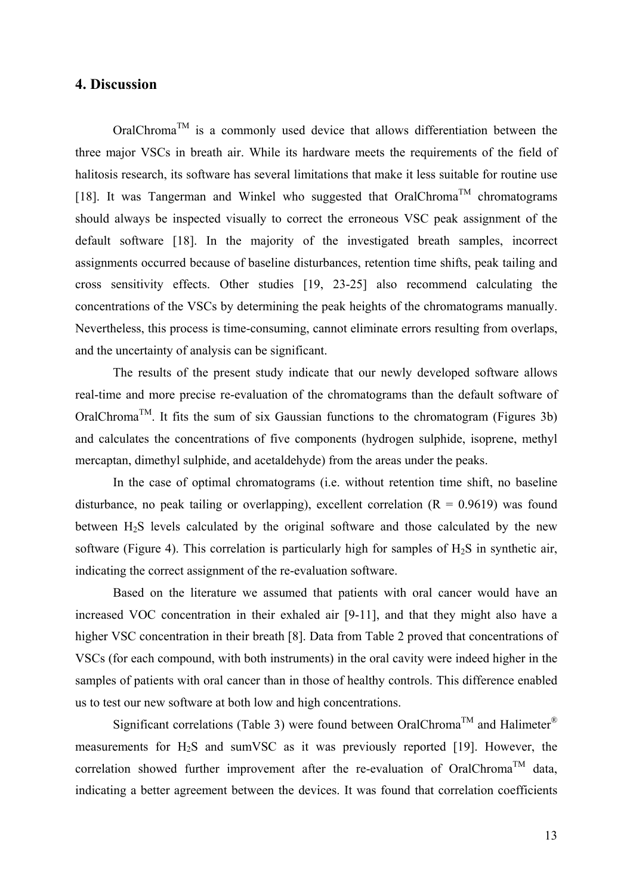## 4. Discussion

OralChroma$^{TM}$ is a commonly used device that allows differentiation between the three major VSCs in breath air. While its hardware meets the requirements of the field of halitosis research, its software has several limitations that make it less suitable for routine use [18]. It was Tangerman and Winkel who suggested that OralChroma$^{TM}$ chromatograms should always be inspected visually to correct the erroneous VSC peak assignment of the default software [18]. In the majority of the investigated breath samples, incorrect assignments occurred because of baseline disturbances, retention time shifts, peak tailing and cross sensitivity effects. Other studies [19, 23-25] also recommend calculating the concentrations of the VSCs by determining the peak heights of the chromatograms manually. Nevertheless, this process is time-consuming, cannot eliminate errors resulting from overlaps, and the uncertainty of analysis can be significant.

The results of the present study indicate that our newly developed software allows real-time and more precise re-evaluation of the chromatograms than the default software of OralChroma$^{TM}$. It fits the sum of six Gaussian functions to the chromatogram (Figures 3b) and calculates the concentrations of five components (hydrogen sulphide, isoprene, methyl mercaptan, dimethyl sulphide, and acetaldehyde) from the areas under the peaks.

In the case of optimal chromatograms (i.e. without retention time shift, no baseline disturbance, no peak tailing or overlapping), excellent correlation ($R = 0.9619$) was found between $H_2S$ levels calculated by the original software and those calculated by the new software (Figure 4). This correlation is particularly high for samples of $H_2S$ in synthetic air, indicating the correct assignment of the re-evaluation software.

Based on the literature we assumed that patients with oral cancer would have an increased VOC concentration in their exhaled air [9-11], and that they might also have a higher VSC concentration in their breath [8]. Data from Table 2 proved that concentrations of VSCs (for each compound, with both instruments) in the oral cavity were indeed higher in the samples of patients with oral cancer than in those of healthy controls. This difference enabled us to test our new software at both low and high concentrations.

Significant correlations (Table 3) were found between OralChroma$^{TM}$ and Halimeter$^{®}$ measurements for $H_2S$ and sumVSC as it was previously reported [19]. However, the correlation showed further improvement after the re-evaluation of OralChroma$^{TM}$ data, indicating a better agreement between the devices. It was found that correlation coefficients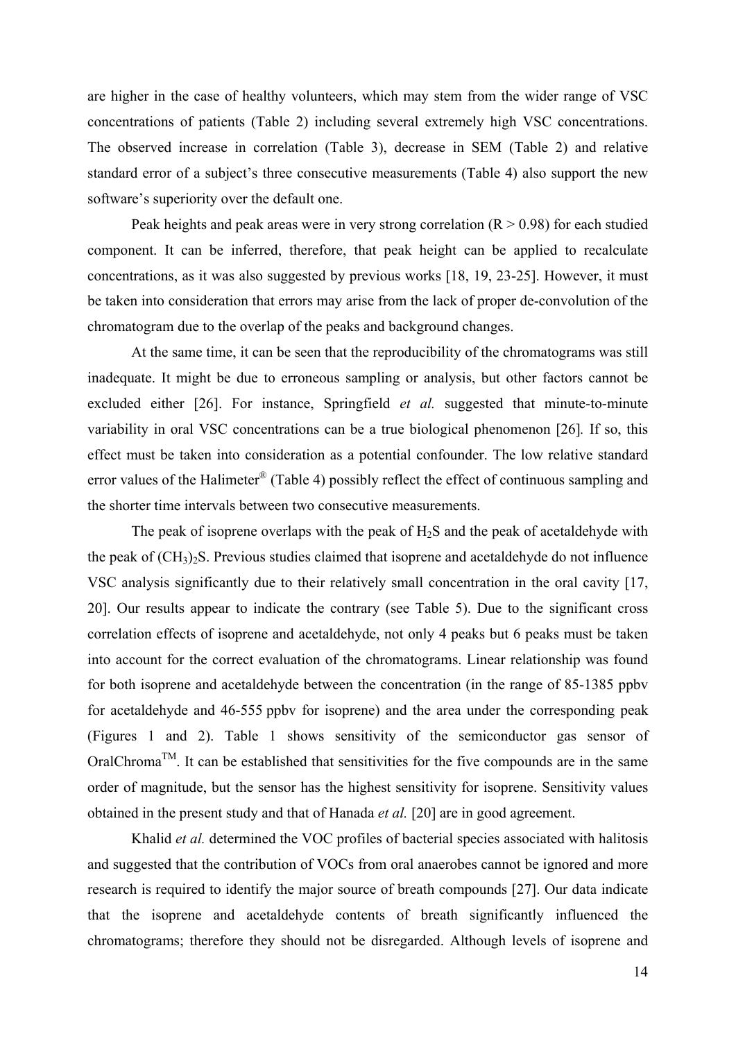are higher in the case of healthy volunteers, which may stem from the wider range of VSC concentrations of patients (Table 2) including several extremely high VSC concentrations. The observed increase in correlation (Table 3), decrease in SEM (Table 2) and relative standard error of a subject's three consecutive measurements (Table 4) also support the new software's superiority over the default one.

Peak heights and peak areas were in very strong correlation ($R > 0.98$) for each studied component. It can be inferred, therefore, that peak height can be applied to recalculate concentrations, as it was also suggested by previous works [18, 19, 23-25]. However, it must be taken into consideration that errors may arise from the lack of proper de-convolution of the chromatogram due to the overlap of the peaks and background changes.

At the same time, it can be seen that the reproducibility of the chromatograms was still inadequate. It might be due to erroneous sampling or analysis, but other factors cannot be excluded either [26]. For instance, Springfield *et al.* suggested that minute-to-minute variability in oral VSC concentrations can be a true biological phenomenon [26]. If so, this effect must be taken into consideration as a potential confounder. The low relative standard error values of the Halimeter® (Table 4) possibly reflect the effect of continuous sampling and the shorter time intervals between two consecutive measurements.

The peak of isoprene overlaps with the peak of $H_2S$ and the peak of acetaldehyde with the peak of $(CH_3)_2S$. Previous studies claimed that isoprene and acetaldehyde do not influence VSC analysis significantly due to their relatively small concentration in the oral cavity [17, 20]. Our results appear to indicate the contrary (see Table 5). Due to the significant cross correlation effects of isoprene and acetaldehyde, not only 4 peaks but 6 peaks must be taken into account for the correct evaluation of the chromatograms. Linear relationship was found for both isoprene and acetaldehyde between the concentration (in the range of 85-1385 ppbv for acetaldehyde and 46-555 ppbv for isoprene) and the area under the corresponding peak (Figures 1 and 2). Table 1 shows sensitivity of the semiconductor gas sensor of OralChroma™. It can be established that sensitivities for the five compounds are in the same order of magnitude, but the sensor has the highest sensitivity for isoprene. Sensitivity values obtained in the present study and that of Hanada *et al.* [20] are in good agreement.

Khalid *et al.* determined the VOC profiles of bacterial species associated with halitosis and suggested that the contribution of VOCs from oral anaerobes cannot be ignored and more research is required to identify the major source of breath compounds [27]. Our data indicate that the isoprene and acetaldehyde contents of breath significantly influenced the chromatograms; therefore they should not be disregarded. Although levels of isoprene and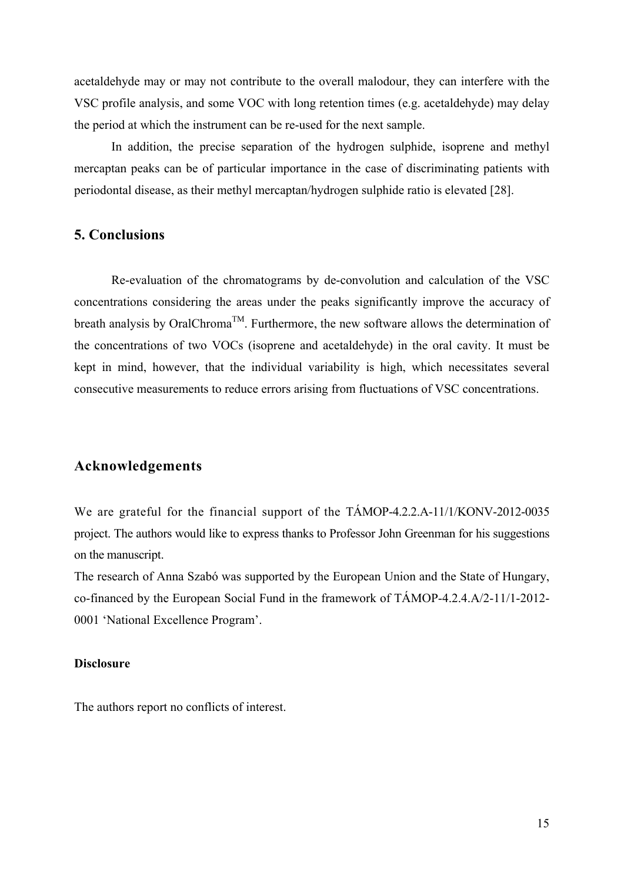acetaldehyde may or may not contribute to the overall malodour, they can interfere with the VSC profile analysis, and some VOC with long retention times (e.g. acetaldehyde) may delay the period at which the instrument can be re-used for the next sample.

In addition, the precise separation of the hydrogen sulphide, isoprene and methyl mercaptan peaks can be of particular importance in the case of discriminating patients with periodontal disease, as their methyl mercaptan/hydrogen sulphide ratio is elevated [28].

## 5. Conclusions

Re-evaluation of the chromatograms by de-convolution and calculation of the VSC concentrations considering the areas under the peaks significantly improve the accuracy of breath analysis by OralChroma™. Furthermore, the new software allows the determination of the concentrations of two VOCs (isoprene and acetaldehyde) in the oral cavity. It must be kept in mind, however, that the individual variability is high, which necessitates several consecutive measurements to reduce errors arising from fluctuations of VSC concentrations.

## Acknowledgements

We are grateful for the financial support of the TÁMOP-4.2.2.A-11/1/KONV-2012-0035 project. The authors would like to express thanks to Professor John Greenman for his suggestions on the manuscript.

The research of Anna Szabó was supported by the European Union and the State of Hungary, co-financed by the European Social Fund in the framework of TÁMOP-4.2.4.A/2-11/1-2012-0001 'National Excellence Program'.

#### Disclosure

The authors report no conflicts of interest.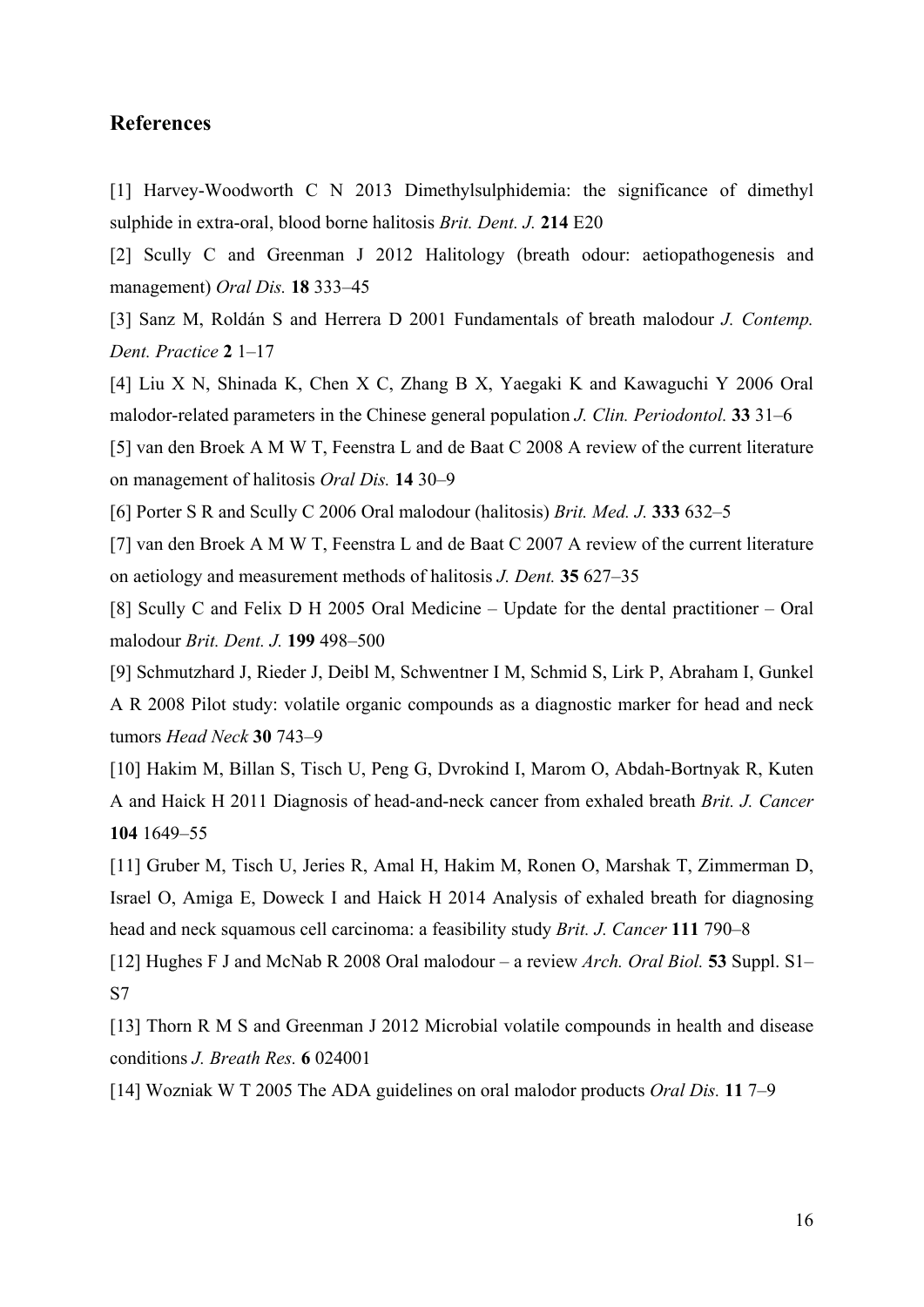## References

[1] Harvey-Woodworth C N 2013 Dimethylsulphidemia: the significance of dimethyl sulphide in extra-oral, blood borne halitosis *Brit. Dent. J.* **214** E20

[2] Scully C and Greenman J 2012 Halitology (breath odour: aetiopathogenesis and management) *Oral Dis.* **18** 333–45

[3] Sanz M, Roldán S and Herrera D 2001 Fundamentals of breath malodour *J. Contemp. Dent. Practice* **2** 1–17

[4] Liu X N, Shinada K, Chen X C, Zhang B X, Yaegaki K and Kawaguchi Y 2006 Oral malodor-related parameters in the Chinese general population *J. Clin. Periodontol.* **33** 31–6

[5] van den Broek A M W T, Feenstra L and de Baat C 2008 A review of the current literature on management of halitosis *Oral Dis.* **14** 30–9

[6] Porter S R and Scully C 2006 Oral malodour (halitosis) *Brit. Med. J.* **333** 632–5

[7] van den Broek A M W T, Feenstra L and de Baat C 2007 A review of the current literature on aetiology and measurement methods of halitosis *J. Dent.* **35** 627–35

[8] Scully C and Felix D H 2005 Oral Medicine – Update for the dental practitioner – Oral malodour *Brit. Dent. J.* **199** 498–500

[9] Schmutzhard J, Rieder J, Deibl M, Schwentner I M, Schmid S, Lirk P, Abraham I, Gunkel A R 2008 Pilot study: volatile organic compounds as a diagnostic marker for head and neck tumors *Head Neck* **30** 743–9

[10] Hakim M, Billan S, Tisch U, Peng G, Dvrokind I, Marom O, Abdah-Bortnyak R, Kuten A and Haick H 2011 Diagnosis of head-and-neck cancer from exhaled breath *Brit. J. Cancer* **104** 1649–55

[11] Gruber M, Tisch U, Jeries R, Amal H, Hakim M, Ronen O, Marshak T, Zimmerman D, Israel O, Amiga E, Doweck I and Haick H 2014 Analysis of exhaled breath for diagnosing head and neck squamous cell carcinoma: a feasibility study *Brit. J. Cancer* **111** 790–8

[12] Hughes F J and McNab R 2008 Oral malodour – a review *Arch. Oral Biol.* **53** Suppl. S1–S7

[13] Thorn R M S and Greenman J 2012 Microbial volatile compounds in health and disease conditions *J. Breath Res.* **6** 024001

[14] Wozniak W T 2005 The ADA guidelines on oral malodor products *Oral Dis.* **11** 7–9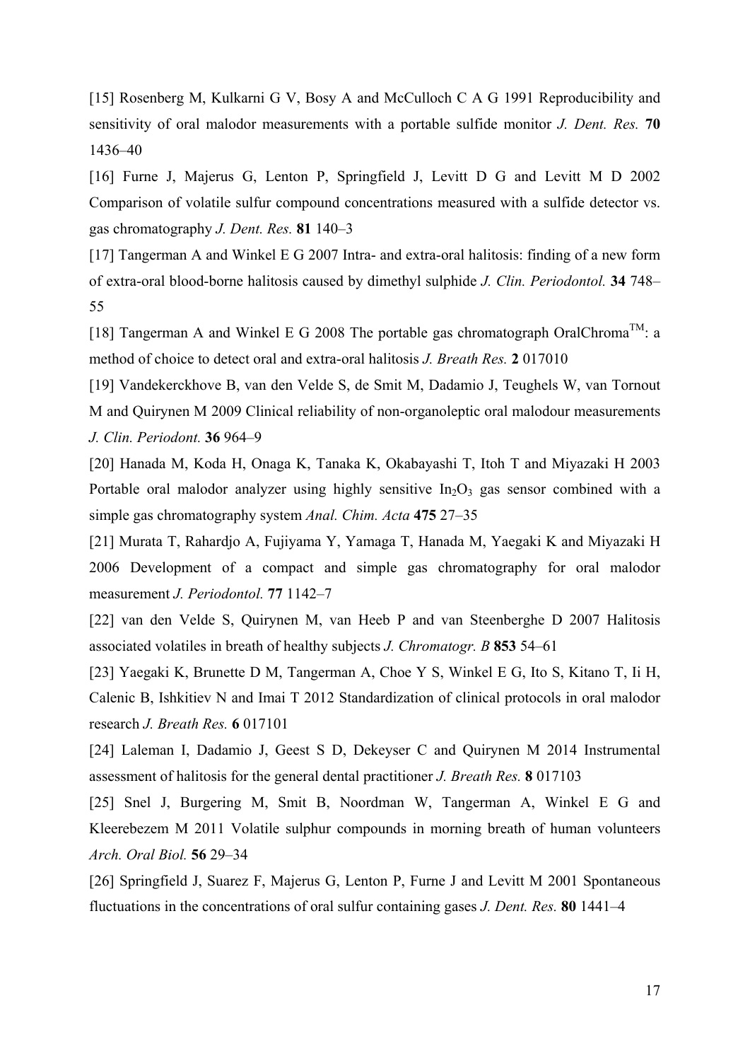[15] Rosenberg M, Kulkarni G V, Bosy A and McCulloch C A G 1991 Reproducibility and sensitivity of oral malodor measurements with a portable sulfide monitor *J. Dent. Res.* **70** 1436–40

[16] Furne J, Majerus G, Lenton P, Springfield J, Levitt D G and Levitt M D 2002 Comparison of volatile sulfur compound concentrations measured with a sulfide detector vs. gas chromatography *J. Dent. Res.* **81** 140–3

[17] Tangerman A and Winkel E G 2007 Intra- and extra-oral halitosis: finding of a new form of extra-oral blood-borne halitosis caused by dimethyl sulphide *J. Clin. Periodontol.* **34** 748–55

[18] Tangerman A and Winkel E G 2008 The portable gas chromatograph OralChroma™: a method of choice to detect oral and extra-oral halitosis *J. Breath Res.* **2** 017010

[19] Vandekerckhove B, van den Velde S, de Smit M, Dadamio J, Teughels W, van Tornout M and Quirynen M 2009 Clinical reliability of non-organoleptic oral malodour measurements *J. Clin. Periodont.* **36** 964–9

[20] Hanada M, Koda H, Onaga K, Tanaka K, Okabayashi T, Itoh T and Miyazaki H 2003 Portable oral malodor analyzer using highly sensitive $In_2O_3$ gas sensor combined with a simple gas chromatography system *Anal. Chim. Acta* **475** 27–35

[21] Murata T, Rahardjo A, Fujiyama Y, Yamaga T, Hanada M, Yaegaki K and Miyazaki H 2006 Development of a compact and simple gas chromatography for oral malodor measurement *J. Periodontol.* **77** 1142–7

[22] van den Velde S, Quirynen M, van Heeb P and van Steenberghe D 2007 Halitosis associated volatiles in breath of healthy subjects *J. Chromatogr. B* **853** 54–61

[23] Yaegaki K, Brunette D M, Tangerman A, Choe Y S, Winkel E G, Ito S, Kitano T, Ii H, Calenic B, Ishkitiev N and Imai T 2012 Standardization of clinical protocols in oral malodor research *J. Breath Res.* **6** 017101

[24] Laleman I, Dadamio J, Geest S D, Dekeyser C and Quirynen M 2014 Instrumental assessment of halitosis for the general dental practitioner *J. Breath Res.* **8** 017103

[25] Snel J, Burgering M, Smit B, Noordman W, Tangerman A, Winkel E G and Kleerebezem M 2011 Volatile sulphur compounds in morning breath of human volunteers *Arch. Oral Biol.* **56** 29–34

[26] Springfield J, Suarez F, Majerus G, Lenton P, Furne J and Levitt M 2001 Spontaneous fluctuations in the concentrations of oral sulfur containing gases *J. Dent. Res.* **80** 1441–4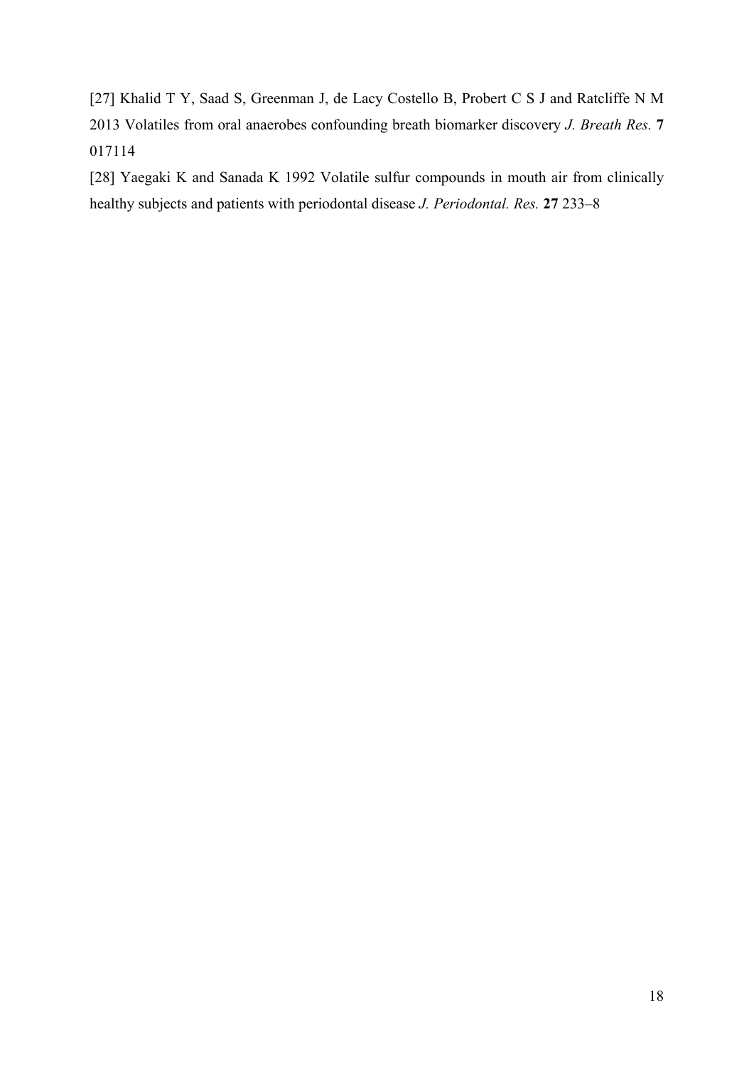[27] Khalid T Y, Saad S, Greenman J, de Lacy Costello B, Probert C S J and Ratcliffe N M 2013 Volatiles from oral anaerobes confounding breath biomarker discovery *J. Breath Res.* **7** 017114

[28] Yaegaki K and Sanada K 1992 Volatile sulfur compounds in mouth air from clinically healthy subjects and patients with periodontal disease *J. Periodontal. Res.* **27** 233–8